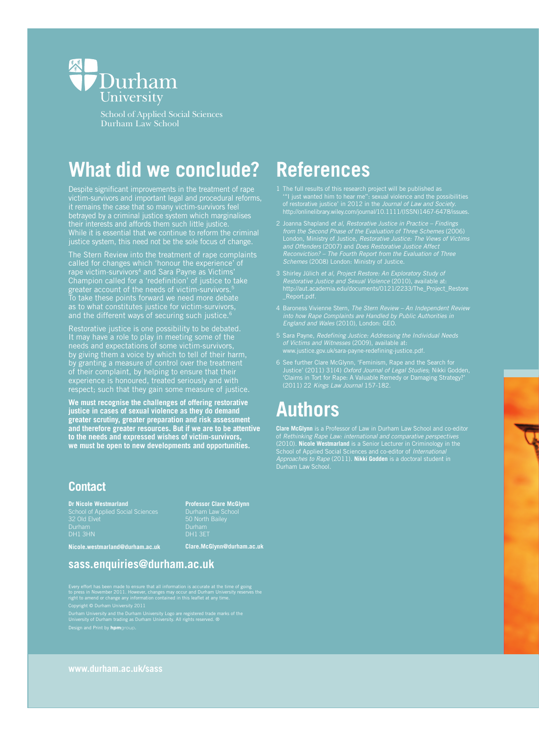Durham University

School of Applied Social Sciences
Durham Law School

# What did we conclude?

Despite significant improvements in the treatment of rape victim-survivors and important legal and procedural reforms, it remains the case that so many victim-survivors feel betrayed by a criminal justice system which marginalises their interests and affords them such little justice. While it is essential that we continue to reform the criminal justice system, this need not be the sole focus of change.

The Stern Review into the treatment of rape complaints called for changes which 'honour the experience' of rape victim-survivors[4] and Sara Payne as Victims' Champion called for a 'redefinition' of justice to take greater account of the needs of victim-survivors.[5] To take these points forward we need more debate as to what constitutes justice for victim-survivors, and the different ways of securing such justice.[6]

Restorative justice is one possibility to be debated. It may have a role to play in meeting some of the needs and expectations of some victim-survivors, by giving them a voice by which to tell of their harm, by granting a measure of control over the treatment of their complaint, by helping to ensure that their experience is honoured, treated seriously and with respect; such that they gain some measure of justice.

**We must recognise the challenges of offering restorative justice in cases of sexual violence as they do demand greater scrutiny, greater preparation and risk assessment and therefore greater resources. But if we are to be attentive to the needs and expressed wishes of victim-survivors, we must be open to new developments and opportunities.**

## Contact

**Dr Nicole Westmarland**
School of Applied Social Sciences
32 Old Elvet
Durham
DH1 3HN

**Nicole.westmarland@durham.ac.uk**

**Professor Clare McGlynn**
Durham Law School
50 North Bailey
Durham
DH1 3ET

**Clare.McGlynn@durham.ac.uk**

## sass.enquiries@durham.ac.uk

Every effort has been made to ensure that all information is accurate at the time of going to press in November 2011. However, changes may occur and Durham University reserves the right to amend or change any information contained in this leaflet at any time.

Copyright © Durham University 2011

Durham University and the Durham University Logo are registered trade marks of the University of Durham trading as Durham University. All rights reserved. ®

Design and Print by **hpm**group.

# References

1. The full results of this research project will be published as '"I just wanted him to hear me": sexual violence and the possibilities of restorative justice' in 2012 in the *Journal of Law and Society*. http://onlinelibrary.wiley.com/journal/10.1111/(ISSN)1467-6478/issues.
2. Joanna Shapland *et al*, *Restorative Justice in Practice – Findings from the Second Phase of the Evaluation of Three Schemes* (2006) London, Ministry of Justice, *Restorative Justice: The Views of Victims and Offenders* (2007) and *Does Restorative Justice Affect Reconviction? – The Fourth Report from the Evaluation of Three Schemes* (2008) London: Ministry of Justice.
3. Shirley Jülich *et al*, *Project Restore: An Exploratory Study of Restorative Justice and Sexual Violence* (2010), available at: http://aut.academia.edu/documents/0121/2233/The_Project_Restore_Report.pdf.
4. Baroness Vivienne Stern, *The Stern Review – An Independent Review into how Rape Complaints are Handled by Public Authorities in England and Wales* (2010), London: GEO.
5. Sara Payne, *Redefining Justice: Addressing the Individual Needs of Victims and Witnesses* (2009), available at: www.justice.gov.uk/sara-payne-redefining-justice.pdf.
6. See further Clare McGlynn, 'Feminism, Rape and the Search for Justice' (2011) 31(4) *Oxford Journal of Legal Studies*; Nikki Godden, 'Claims in Tort for Rape: A Valuable Remedy or Damaging Strategy?' (2011) 22 *Kings Law Journal* 157-182.

# Authors

**Clare McGlynn** is a Professor of Law in Durham Law School and co-editor of *Rethinking Rape Law: international and comparative perspectives* (2010). **Nicole Westmarland** is a Senior Lecturer in Criminology in the School of Applied Social Sciences and co-editor of *International Approaches to Rape* (2011). **Nikki Godden** is a doctoral student in Durham Law School.

**www.durham.ac.uk/sass**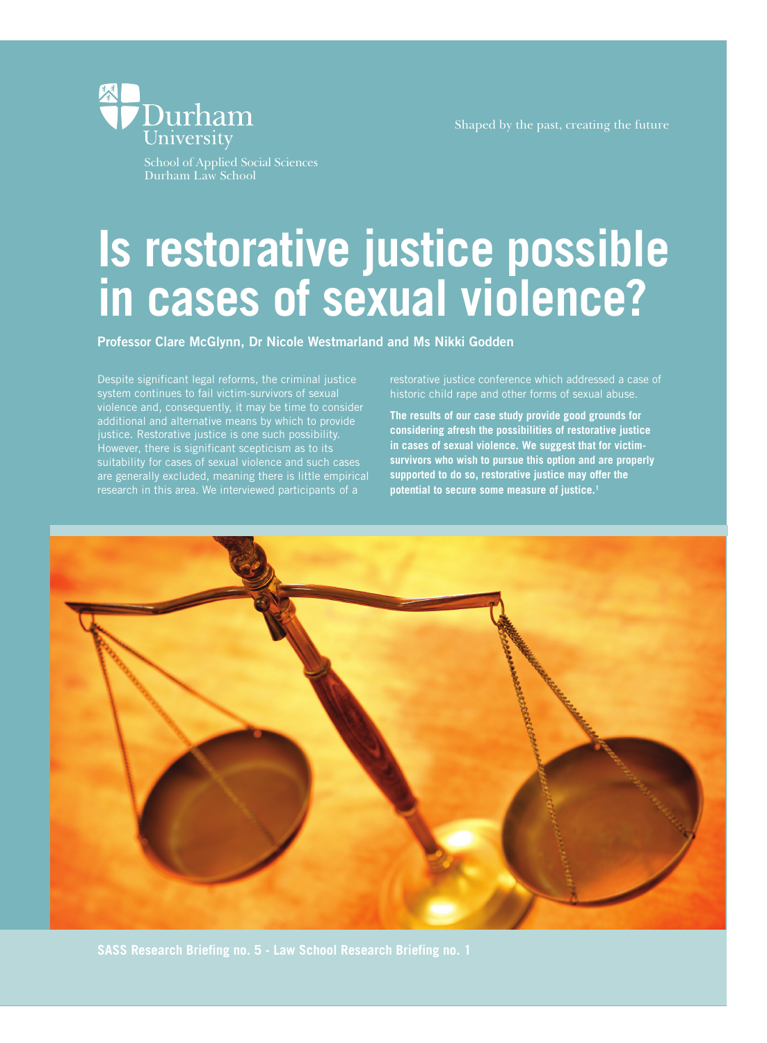Durham University

School of Applied Social Sciences
Durham Law School

Shaped by the past, creating the future

# Is restorative justice possible in cases of sexual violence?

**Professor Clare McGlynn, Dr Nicole Westmarland and Ms Nikki Godden**

Despite significant legal reforms, the criminal justice system continues to fail victim-survivors of sexual violence and, consequently, it may be time to consider additional and alternative means by which to provide justice. Restorative justice is one such possibility. However, there is significant scepticism as to its suitability for cases of sexual violence and such cases are generally excluded, meaning there is little empirical research in this area. We interviewed participants of a restorative justice conference which addressed a case of historic child rape and other forms of sexual abuse.

**The results of our case study provide good grounds for considering afresh the possibilities of restorative justice in cases of sexual violence. We suggest that for victim-survivors who wish to pursue this option and are properly supported to do so, restorative justice may offer the potential to secure some measure of justice.[1]**

SASS Research Briefing no. 5 - Law School Research Briefing no. 1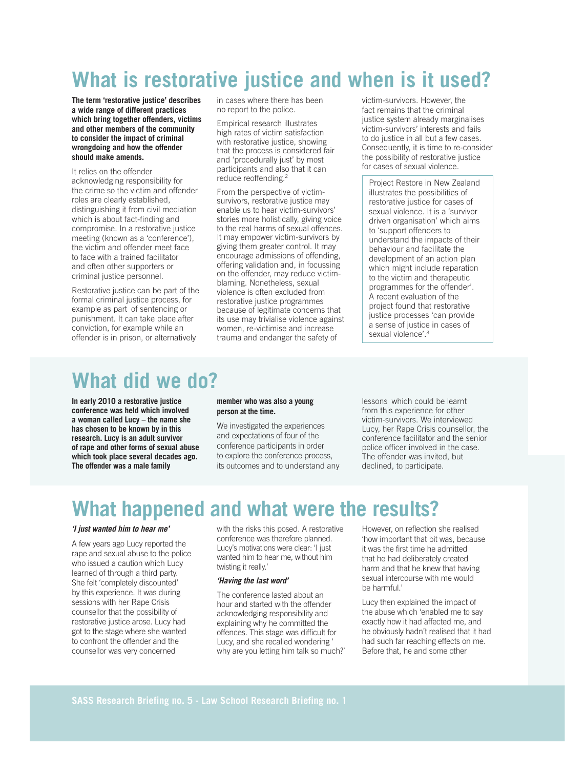# What is restorative justice and when is it used?

**The term 'restorative justice' describes a wide range of different practices which bring together offenders, victims and other members of the community to consider the impact of criminal wrongdoing and how the offender should make amends.**

It relies on the offender acknowledging responsibility for the crime so the victim and offender roles are clearly established, distinguishing it from civil mediation which is about fact-finding and compromise. In a restorative justice meeting (known as a 'conference'), the victim and offender meet face to face with a trained facilitator and often other supporters or criminal justice personnel.

Restorative justice can be part of the formal criminal justice process, for example as part of sentencing or punishment. It can take place after conviction, for example while an offender is in prison, or alternatively in cases where there has been no report to the police.

Empirical research illustrates high rates of victim satisfaction with restorative justice, showing that the process is considered fair and 'procedurally just' by most participants and also that it can reduce reoffending.[2]

From the perspective of victim-survivors, restorative justice may enable us to hear victim-survivors' stories more holistically, giving voice to the real harms of sexual offences. It may empower victim-survivors by giving them greater control. It may encourage admissions of offending, offering validation and, in focussing on the offender, may reduce victim-blaming. Nonetheless, sexual violence is often excluded from restorative justice programmes because of legitimate concerns that its use may trivialise violence against women, re-victimise and increase trauma and endanger the safety of victim-survivors. However, the fact remains that the criminal justice system already marginalises victim-survivors' interests and fails to do justice in all but a few cases. Consequently, it is time to re-consider the possibility of restorative justice for cases of sexual violence.

Project Restore in New Zealand illustrates the possibilities of restorative justice for cases of sexual violence. It is a 'survivor driven organisation' which aims to 'support offenders to understand the impacts of their behaviour and facilitate the development of an action plan which might include reparation to the victim and therapeutic programmes for the offender'. A recent evaluation of the project found that restorative justice processes 'can provide a sense of justice in cases of sexual violence'.[3]

# What did we do?

**In early 2010 a restorative justice conference was held which involved a woman called Lucy – the name she has chosen to be known by in this research. Lucy is an adult survivor of rape and other forms of sexual abuse which took place several decades ago. The offender was a male family member who was also a young person at the time.**

We investigated the experiences and expectations of four of the conference participants in order to explore the conference process, its outcomes and to understand any lessons which could be learnt from this experience for other victim-survivors. We interviewed Lucy, her Rape Crisis counsellor, the conference facilitator and the senior police officer involved in the case. The offender was invited, but declined, to participate.

# What happened and what were the results?

***'I just wanted him to hear me'***

A few years ago Lucy reported the rape and sexual abuse to the police who issued a caution which Lucy learned of through a third party. She felt 'completely discounted' by this experience. It was during sessions with her Rape Crisis counsellor that the possibility of restorative justice arose. Lucy had got to the stage where she wanted to confront the offender and the counsellor was very concerned with the risks this posed. A restorative conference was therefore planned. Lucy's motivations were clear: 'I just wanted him to hear me, without him twisting it really.'

***'Having the last word'***

The conference lasted about an hour and started with the offender acknowledging responsibility and explaining why he committed the offences. This stage was difficult for Lucy, and she recalled wondering ' why are you letting him talk so much?' However, on reflection she realised 'how important that bit was, because it was the first time he admitted that he had deliberately created harm and that he knew that having sexual intercourse with me would be harmful.'

Lucy then explained the impact of the abuse which 'enabled me to say exactly how it had affected me, and he obviously hadn't realised that it had had such far reaching effects on me. Before that, he and some other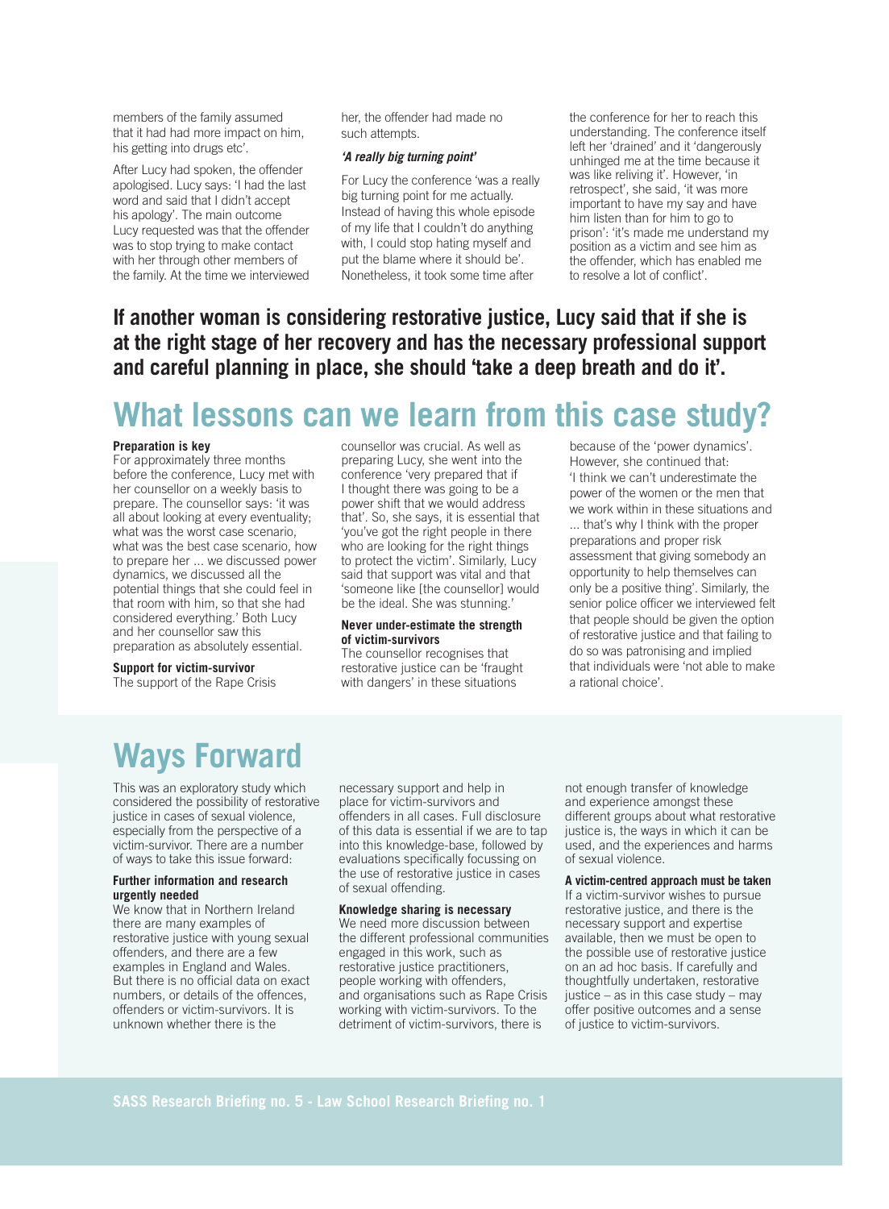members of the family assumed that it had had more impact on him, his getting into drugs etc'.

After Lucy had spoken, the offender apologised. Lucy says: 'I had the last word and said that I didn't accept his apology'. The main outcome Lucy requested was that the offender was to stop trying to make contact with her through other members of the family. At the time we interviewed her, the offender had made no such attempts.

### *'A really big turning point'*

For Lucy the conference 'was a really big turning point for me actually. Instead of having this whole episode of my life that I couldn't do anything with, I could stop hating myself and put the blame where it should be'. Nonetheless, it took some time after the conference for her to reach this understanding. The conference itself left her 'drained' and it 'dangerously unhinged me at the time because it was like reliving it'. However, 'in retrospect', she said, 'it was more important to have my say and have him listen than for him to go to prison': 'it's made me understand my position as a victim and see him as the offender, which has enabled me to resolve a lot of conflict'.

**If another woman is considering restorative justice, Lucy said that if she is at the right stage of her recovery and has the necessary professional support and careful planning in place, she should 'take a deep breath and do it'.**

## What lessons can we learn from this case study?

**Preparation is key**
For approximately three months before the conference, Lucy met with her counsellor on a weekly basis to prepare. The counsellor says: 'it was all about looking at every eventuality; what was the worst case scenario, what was the best case scenario, how to prepare her ... we discussed power dynamics, we discussed all the potential things that she could feel in that room with him, so that she had considered everything.' Both Lucy and her counsellor saw this preparation as absolutely essential.

**Support for victim-survivor**
The support of the Rape Crisis counsellor was crucial. As well as preparing Lucy, she went into the conference 'very prepared that if I thought there was going to be a power shift that we would address that'. So, she says, it is essential that 'you've got the right people in there who are looking for the right things to protect the victim'. Similarly, Lucy said that support was vital and that 'someone like [the counsellor] would be the ideal. She was stunning.'

**Never under-estimate the strength of victim-survivors**
The counsellor recognises that restorative justice can be 'fraught with dangers' in these situations because of the 'power dynamics'. However, she continued that: 'I think we can't underestimate the power of the women or the men that we work within in these situations and ... that's why I think with the proper preparations and proper risk assessment that giving somebody an opportunity to help themselves can only be a positive thing'. Similarly, the senior police officer we interviewed felt that people should be given the option of restorative justice and that failing to do so was patronising and implied that individuals were 'not able to make a rational choice'.

## Ways Forward

This was an exploratory study which considered the possibility of restorative justice in cases of sexual violence, especially from the perspective of a victim-survivor. There are a number of ways to take this issue forward:

**Further information and research urgently needed**
We know that in Northern Ireland there are many examples of restorative justice with young sexual offenders, and there are a few examples in England and Wales. But there is no official data on exact numbers, or details of the offences, offenders or victim-survivors. It is unknown whether there is the necessary support and help in place for victim-survivors and offenders in all cases. Full disclosure of this data is essential if we are to tap into this knowledge-base, followed by evaluations specifically focussing on the use of restorative justice in cases of sexual offending.

**Knowledge sharing is necessary**
We need more discussion between the different professional communities engaged in this work, such as restorative justice practitioners, people working with offenders, and organisations such as Rape Crisis working with victim-survivors. To the detriment of victim-survivors, there is not enough transfer of knowledge and experience amongst these different groups about what restorative justice is, the ways in which it can be used, and the experiences and harms of sexual violence.

**A victim-centred approach must be taken**
If a victim-survivor wishes to pursue restorative justice, and there is the necessary support and expertise available, then we must be open to the possible use of restorative justice on an ad hoc basis. If carefully and thoughtfully undertaken, restorative justice – as in this case study – may offer positive outcomes and a sense of justice to victim-survivors.